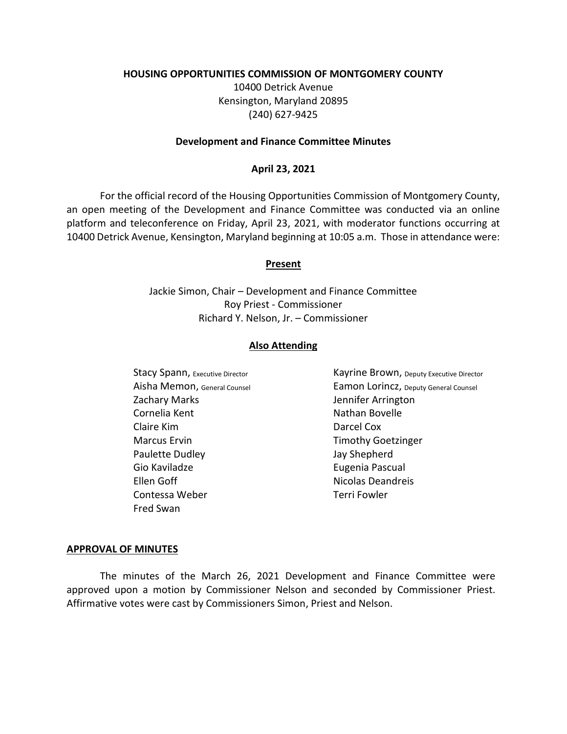**HOUSING OPPORTUNITIES COMMISSION OF MONTGOMERY COUNTY**
10400 Detrick Avenue
Kensington, Maryland 20895
(240) 627-9425

**Development and Finance Committee Minutes**

**April 23, 2021**

For the official record of the Housing Opportunities Commission of Montgomery County, an open meeting of the Development and Finance Committee was conducted via an online platform and teleconference on Friday, April 23, 2021, with moderator functions occurring at 10400 Detrick Avenue, Kensington, Maryland beginning at 10:05 a.m. Those in attendance were:

**Present**

Jackie Simon, Chair – Development and Finance Committee
Roy Priest - Commissioner
Richard Y. Nelson, Jr. – Commissioner

**Also Attending**

Stacy Spann, Executive Director
Aisha Memon, General Counsel
Zachary Marks
Cornelia Kent
Claire Kim
Marcus Ervin
Paulette Dudley
Gio Kaviladze
Ellen Goff
Contessa Weber
Fred Swan
Kayrine Brown, Deputy Executive Director
Eamon Lorincz, Deputy General Counsel
Jennifer Arrington
Nathan Bovelle
Darcel Cox
Timothy Goetzinger
Jay Shepherd
Eugenia Pascual
Nicolas Deandreis
Terri Fowler

**APPROVAL OF MINUTES**

The minutes of the March 26, 2021 Development and Finance Committee were approved upon a motion by Commissioner Nelson and seconded by Commissioner Priest. Affirmative votes were cast by Commissioners Simon, Priest and Nelson.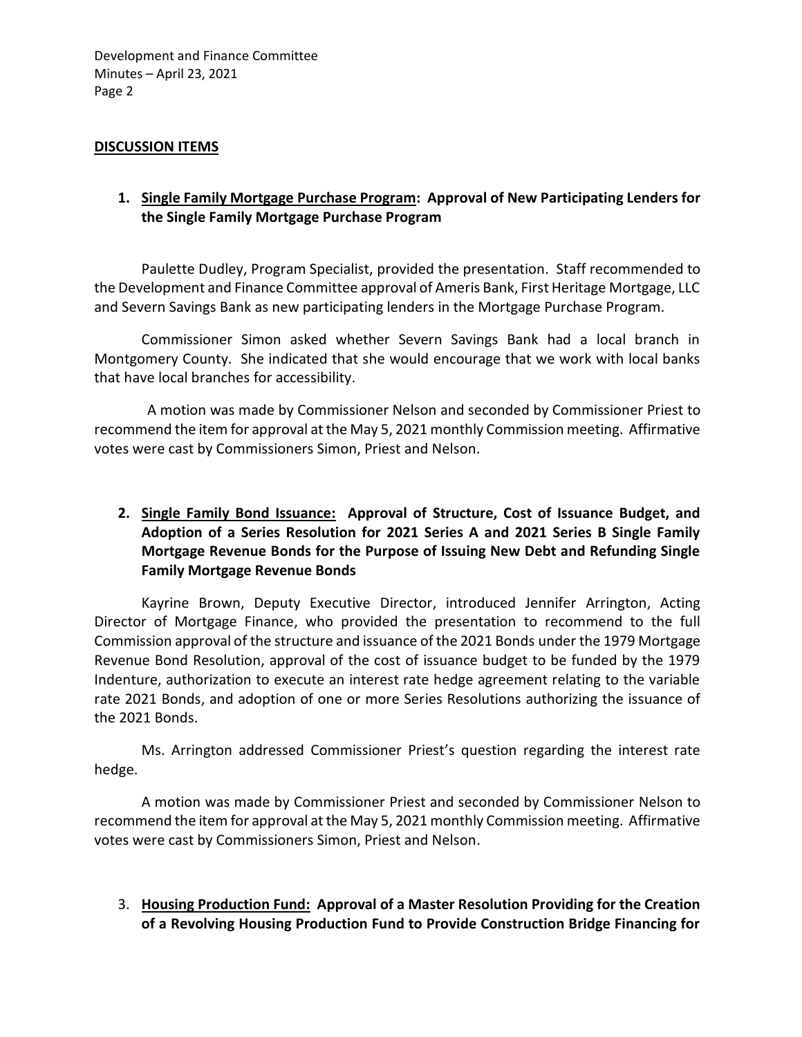## DISCUSSION ITEMS

**1. Single Family Mortgage Purchase Program: Approval of New Participating Lenders for the Single Family Mortgage Purchase Program**

Paulette Dudley, Program Specialist, provided the presentation. Staff recommended to the Development and Finance Committee approval of Ameris Bank, First Heritage Mortgage, LLC and Severn Savings Bank as new participating lenders in the Mortgage Purchase Program.

Commissioner Simon asked whether Severn Savings Bank had a local branch in Montgomery County. She indicated that she would encourage that we work with local banks that have local branches for accessibility.

A motion was made by Commissioner Nelson and seconded by Commissioner Priest to recommend the item for approval at the May 5, 2021 monthly Commission meeting. Affirmative votes were cast by Commissioners Simon, Priest and Nelson.

**2. Single Family Bond Issuance: Approval of Structure, Cost of Issuance Budget, and Adoption of a Series Resolution for 2021 Series A and 2021 Series B Single Family Mortgage Revenue Bonds for the Purpose of Issuing New Debt and Refunding Single Family Mortgage Revenue Bonds**

Kayrine Brown, Deputy Executive Director, introduced Jennifer Arrington, Acting Director of Mortgage Finance, who provided the presentation to recommend to the full Commission approval of the structure and issuance of the 2021 Bonds under the 1979 Mortgage Revenue Bond Resolution, approval of the cost of issuance budget to be funded by the 1979 Indenture, authorization to execute an interest rate hedge agreement relating to the variable rate 2021 Bonds, and adoption of one or more Series Resolutions authorizing the issuance of the 2021 Bonds.

Ms. Arrington addressed Commissioner Priest's question regarding the interest rate hedge.

A motion was made by Commissioner Priest and seconded by Commissioner Nelson to recommend the item for approval at the May 5, 2021 monthly Commission meeting. Affirmative votes were cast by Commissioners Simon, Priest and Nelson.

**3. Housing Production Fund: Approval of a Master Resolution Providing for the Creation of a Revolving Housing Production Fund to Provide Construction Bridge Financing for**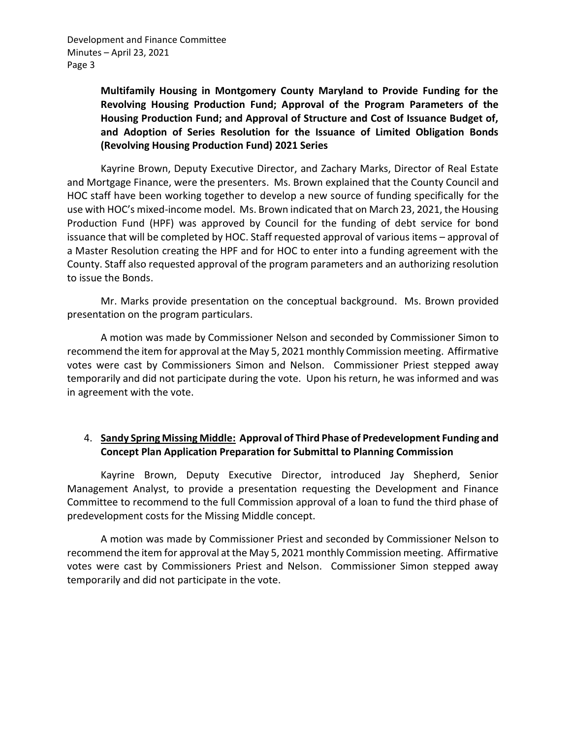**Multifamily Housing in Montgomery County Maryland to Provide Funding for the Revolving Housing Production Fund; Approval of the Program Parameters of the Housing Production Fund; and Approval of Structure and Cost of Issuance Budget of, and Adoption of Series Resolution for the Issuance of Limited Obligation Bonds (Revolving Housing Production Fund) 2021 Series**

Kayrine Brown, Deputy Executive Director, and Zachary Marks, Director of Real Estate and Mortgage Finance, were the presenters. Ms. Brown explained that the County Council and HOC staff have been working together to develop a new source of funding specifically for the use with HOC's mixed-income model. Ms. Brown indicated that on March 23, 2021, the Housing Production Fund (HPF) was approved by Council for the funding of debt service for bond issuance that will be completed by HOC. Staff requested approval of various items – approval of a Master Resolution creating the HPF and for HOC to enter into a funding agreement with the County. Staff also requested approval of the program parameters and an authorizing resolution to issue the Bonds.

Mr. Marks provide presentation on the conceptual background. Ms. Brown provided presentation on the program particulars.

A motion was made by Commissioner Nelson and seconded by Commissioner Simon to recommend the item for approval at the May 5, 2021 monthly Commission meeting. Affirmative votes were cast by Commissioners Simon and Nelson. Commissioner Priest stepped away temporarily and did not participate during the vote. Upon his return, he was informed and was in agreement with the vote.

4. **<u>Sandy Spring Missing Middle:</u> Approval of Third Phase of Predevelopment Funding and Concept Plan Application Preparation for Submittal to Planning Commission**

Kayrine Brown, Deputy Executive Director, introduced Jay Shepherd, Senior Management Analyst, to provide a presentation requesting the Development and Finance Committee to recommend to the full Commission approval of a loan to fund the third phase of predevelopment costs for the Missing Middle concept.

A motion was made by Commissioner Priest and seconded by Commissioner Nelson to recommend the item for approval at the May 5, 2021 monthly Commission meeting. Affirmative votes were cast by Commissioners Priest and Nelson. Commissioner Simon stepped away temporarily and did not participate in the vote.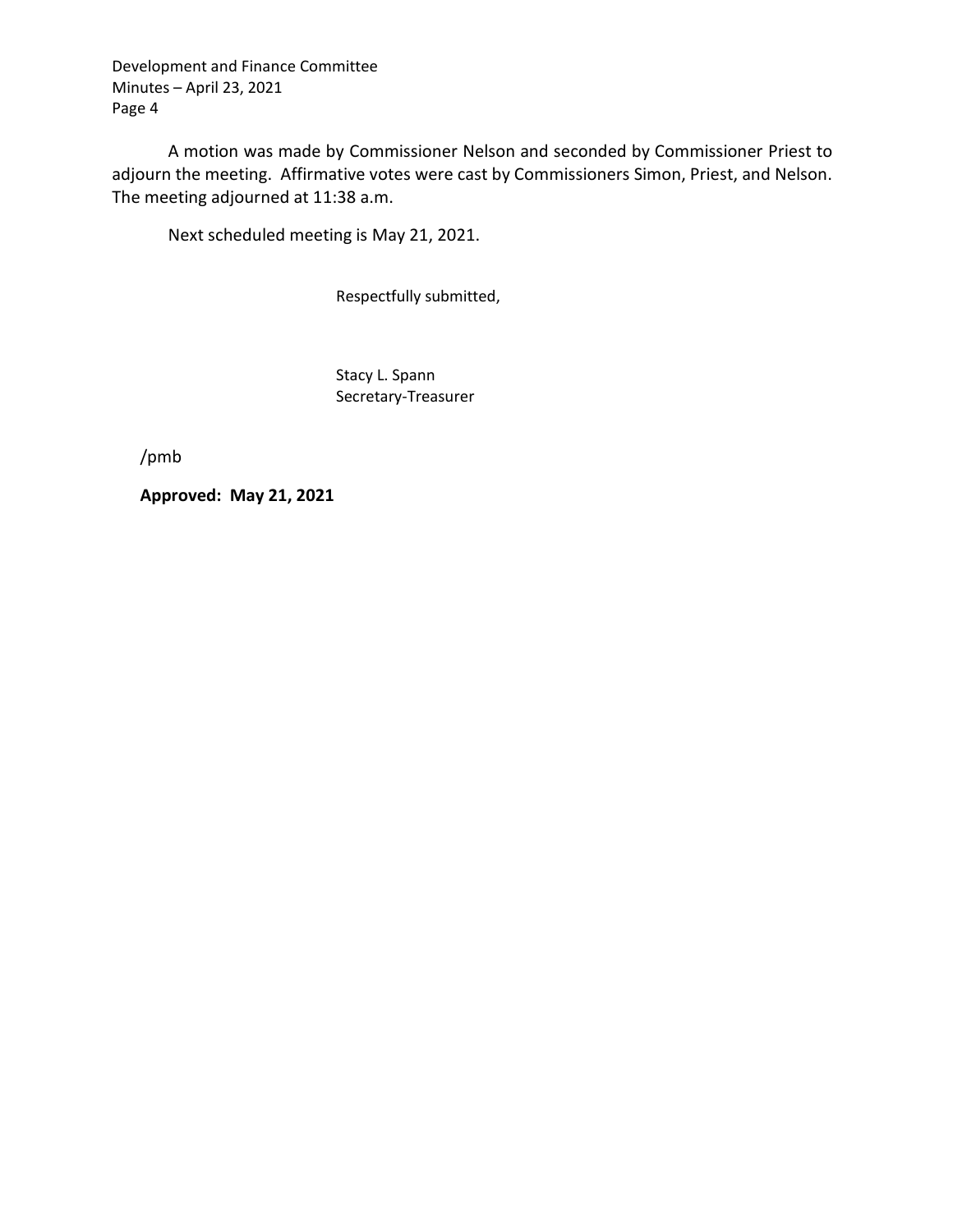A motion was made by Commissioner Nelson and seconded by Commissioner Priest to adjourn the meeting. Affirmative votes were cast by Commissioners Simon, Priest, and Nelson. The meeting adjourned at 11:38 a.m.

Next scheduled meeting is May 21, 2021.

Respectfully submitted,

Stacy L. Spann
Secretary-Treasurer

/pmb

**Approved: May 21, 2021**